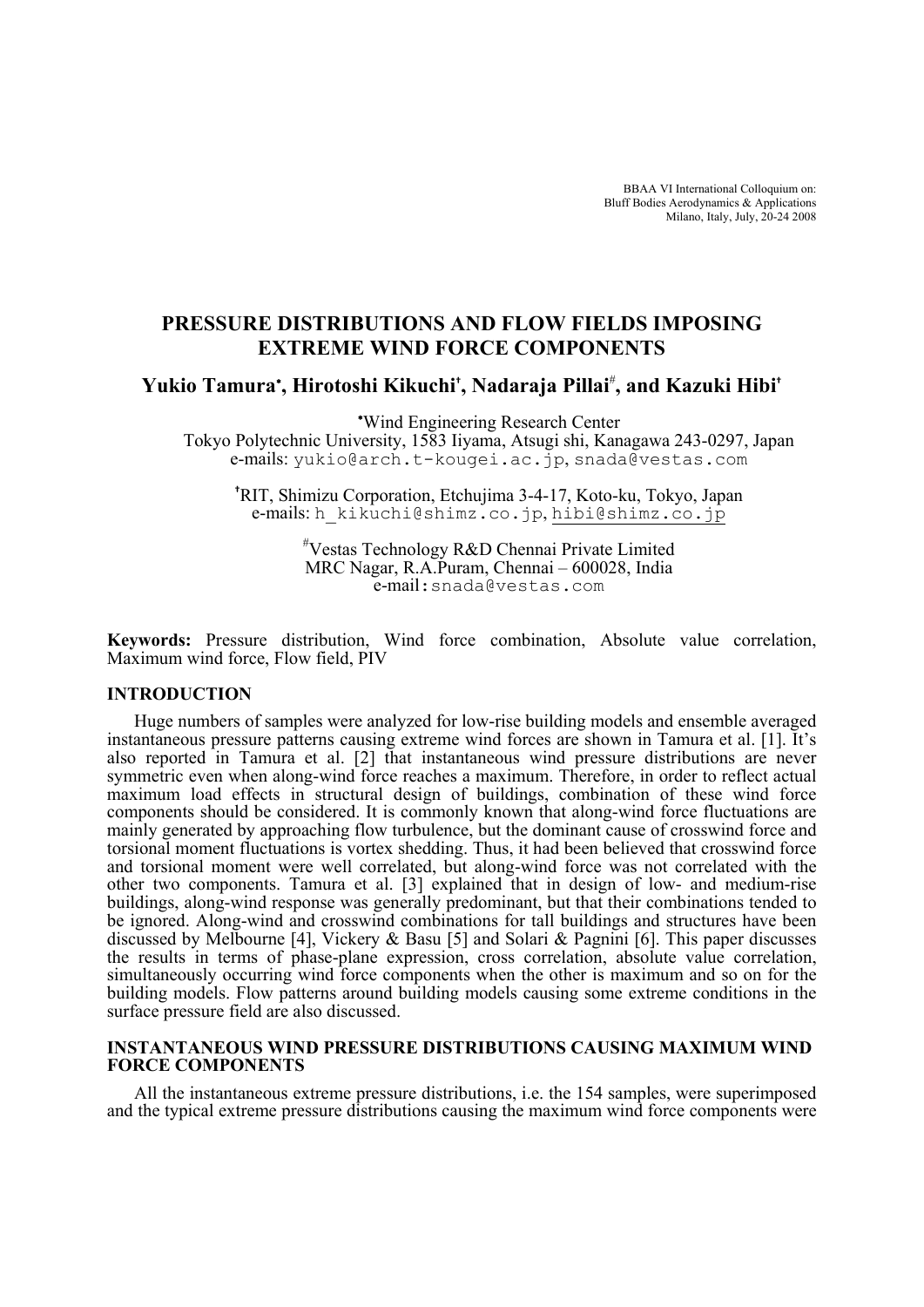BBAA VI International Colloquium on:
Bluff Bodies Aerodynamics & Applications
Milano, Italy, July, 20-24 2008

# PRESSURE DISTRIBUTIONS AND FLOW FIELDS IMPOSING EXTREME WIND FORCE COMPONENTS

**Yukio Tamura•, Hirotoshi Kikuchi†, Nadaraja Pillai#, and Kazuki Hibi†**

•Wind Engineering Research Center
Tokyo Polytechnic University, 1583 Iiyama, Atsugi shi, Kanagawa 243-0297, Japan
e-mails: yukio@arch.t-kougei.ac.jp, snada@vestas.com

†RIT, Shimizu Corporation, Etchujima 3-4-17, Koto-ku, Tokyo, Japan
e-mails: h_kikuchi@shimz.co.jp, hibi@shimz.co.jp

#Vestas Technology R&D Chennai Private Limited
MRC Nagar, R.A.Puram, Chennai – 600028, India
e-mail: snada@vestas.com

**Keywords:** Pressure distribution, Wind force combination, Absolute value correlation, Maximum wind force, Flow field, PIV

## INTRODUCTION

Huge numbers of samples were analyzed for low-rise building models and ensemble averaged instantaneous pressure patterns causing extreme wind forces are shown in Tamura et al. [1]. It's also reported in Tamura et al. [2] that instantaneous wind pressure distributions are never symmetric even when along-wind force reaches a maximum. Therefore, in order to reflect actual maximum load effects in structural design of buildings, combination of these wind force components should be considered. It is commonly known that along-wind force fluctuations are mainly generated by approaching flow turbulence, but the dominant cause of crosswind force and torsional moment fluctuations is vortex shedding. Thus, it had been believed that crosswind force and torsional moment were well correlated, but along-wind force was not correlated with the other two components. Tamura et al. [3] explained that in design of low- and medium-rise buildings, along-wind response was generally predominant, but that their combinations tended to be ignored. Along-wind and crosswind combinations for tall buildings and structures have been discussed by Melbourne [4], Vickery & Basu [5] and Solari & Pagnini [6]. This paper discusses the results in terms of phase-plane expression, cross correlation, absolute value correlation, simultaneously occurring wind force components when the other is maximum and so on for the building models. Flow patterns around building models causing some extreme conditions in the surface pressure field are also discussed.

## INSTANTANEOUS WIND PRESSURE DISTRIBUTIONS CAUSING MAXIMUM WIND FORCE COMPONENTS

All the instantaneous extreme pressure distributions, i.e. the 154 samples, were superimposed and the typical extreme pressure distributions causing the maximum wind force components were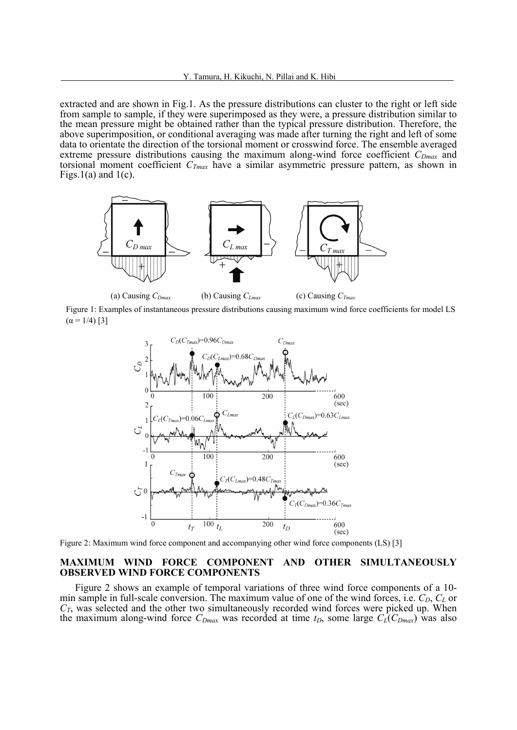extracted and are shown in Fig.1. As the pressure distributions can cluster to the right or left side from sample to sample, if they were superimposed as they were, a pressure distribution similar to the mean pressure might be obtained rather than the typical pressure distribution. Therefore, the above superimposition, or conditional averaging was made after turning the right and left of some data to orientate the direction of the torsional moment or crosswind force. The ensemble averaged extreme pressure distributions causing the maximum along-wind force coefficient $C_{Dmax}$ and torsional moment coefficient $C_{Tmax}$ have a similar asymmetric pressure pattern, as shown in Figs.1(a) and 1(c).

(a) Causing $C_{Dmax}$ (b) Causing $C_{Lmax}$ (c) Causing $C_{Tmax}$

Figure 1: Examples of instantaneous pressure distributions causing maximum wind force coefficients for model LS ($\alpha$ = 1/4) [3]

Figure 2: Maximum wind force component and accompanying other wind force components (LS) [3]

## MAXIMUM WIND FORCE COMPONENT AND OTHER SIMULTANEOUSLY OBSERVED WIND FORCE COMPONENTS

Figure 2 shows an example of temporal variations of three wind force components of a 10-min sample in full-scale conversion. The maximum value of one of the wind forces, i.e. $C_D$, $C_L$ or $C_T$, was selected and the other two simultaneously recorded wind forces were picked up. When the maximum along-wind force $C_{Dmax}$ was recorded at time $t_D$, some large $C_L(C_{Dmax})$ was also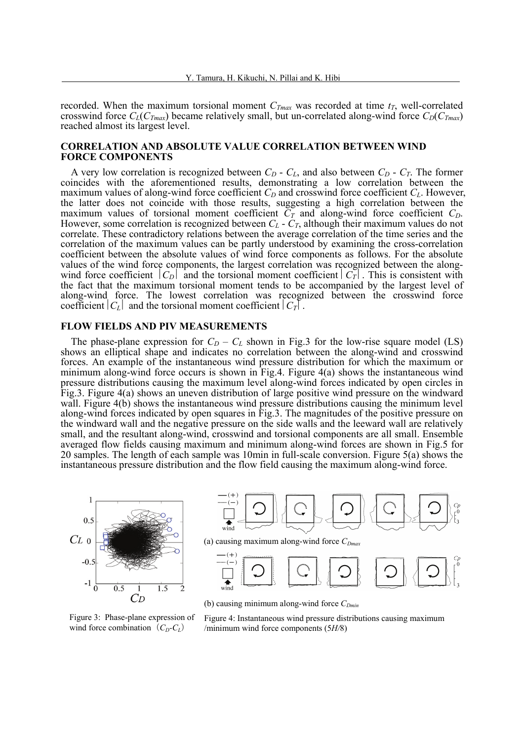recorded. When the maximum torsional moment $C_{Tmax}$ was recorded at time $t_T$, well-correlated crosswind force $C_L(C_{Tmax})$ became relatively small, but un-correlated along-wind force $C_D(C_{Tmax})$ reached almost its largest level.

## CORRELATION AND ABSOLUTE VALUE CORRELATION BETWEEN WIND FORCE COMPONENTS

A very low correlation is recognized between $C_D$ - $C_L$, and also between $C_D$ - $C_T$. The former coincides with the aforementioned results, demonstrating a low correlation between the maximum values of along-wind force coefficient $C_D$ and crosswind force coefficient $C_L$. However, the latter does not coincide with those results, suggesting a high correlation between the maximum values of torsional moment coefficient $C_T$ and along-wind force coefficient $C_D$. However, some correlation is recognized between $C_L$ - $C_T$, although their maximum values do not correlate. These contradictory relations between the average correlation of the time series and the correlation of the maximum values can be partly understood by examining the cross-correlation coefficient between the absolute values of wind force components as follows. For the absolute values of the wind force components, the largest correlation was recognized between the along-wind force coefficient $|C_D|$ and the torsional moment coefficient $|C_T|$. This is consistent with the fact that the maximum torsional moment tends to be accompanied by the largest level of along-wind force. The lowest correlation was recognized between the crosswind force coefficient $|C_L|$ and the torsional moment coefficient $|C_T|$.

## FLOW FIELDS AND PIV MEASUREMENTS

The phase-plane expression for $C_D$ – $C_L$ shown in Fig.3 for the low-rise square model (LS) shows an elliptical shape and indicates no correlation between the along-wind and crosswind forces. An example of the instantaneous wind pressure distribution for which the maximum or minimum along-wind force occurs is shown in Fig.4. Figure 4(a) shows the instantaneous wind pressure distributions causing the maximum level along-wind forces indicated by open circles in Fig.3. Figure 4(a) shows an uneven distribution of large positive wind pressure on the windward wall. Figure 4(b) shows the instantaneous wind pressure distributions causing the minimum level along-wind forces indicated by open squares in Fig.3. The magnitudes of the positive pressure on the windward wall and the negative pressure on the side walls and the leeward wall are relatively small, and the resultant along-wind, crosswind and torsional components are all small. Ensemble averaged flow fields causing maximum and minimum along-wind forces are shown in Fig.5 for 20 samples. The length of each sample was 10min in full-scale conversion. Figure 5(a) shows the instantaneous pressure distribution and the flow field causing the maximum along-wind force.

Figure 3: Phase-plane expression of wind force combination ($C_D$-$C_L$)

(a) causing maximum along-wind force $C_{Dmax}$

(b) causing minimum along-wind force $C_{Dmin}$

Figure 4: Instantaneous wind pressure distributions causing maximum /minimum wind force components (5$H$/8)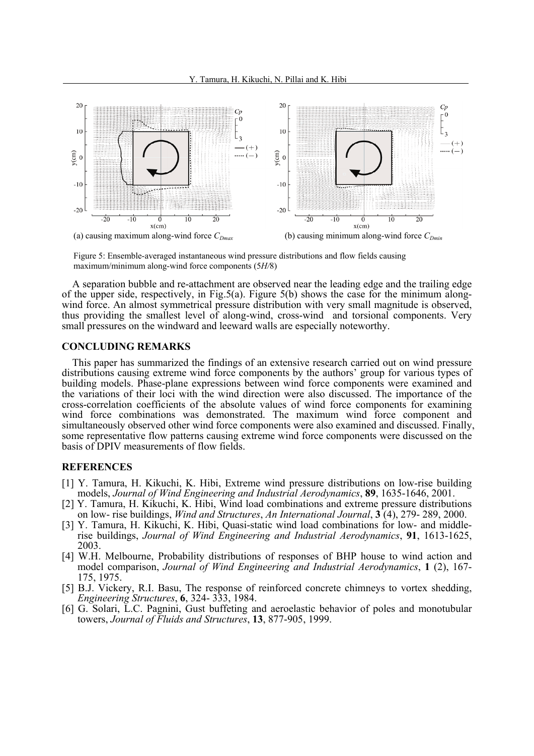20
Cp
0
3
(+)
(−)
10
y(cm) 0
-10
-20
-20 -10 0 10 20
x(cm)

20
Cp
0
3
(+)
(−)
10
y(cm) 0
-10
-20
-20 -10 0 10 20
x(cm)

(a) causing maximum along-wind force $C_{Dmax}$

(b) causing minimum along-wind force $C_{Dmin}$

Figure 5: Ensemble-averaged instantaneous wind pressure distributions and flow fields causing maximum/minimum along-wind force components (5*H*/8)

A separation bubble and re-attachment are observed near the leading edge and the trailing edge of the upper side, respectively, in Fig.5(a). Figure 5(b) shows the case for the minimum along-wind force. An almost symmetrical pressure distribution with very small magnitude is observed, thus providing the smallest level of along-wind, cross-wind and torsional components. Very small pressures on the windward and leeward walls are especially noteworthy.

## CONCLUDING REMARKS

This paper has summarized the findings of an extensive research carried out on wind pressure distributions causing extreme wind force components by the authors' group for various types of building models. Phase-plane expressions between wind force components were examined and the variations of their loci with the wind direction were also discussed. The importance of the cross-correlation coefficients of the absolute values of wind force components for examining wind force combinations was demonstrated. The maximum wind force component and simultaneously observed other wind force components were also examined and discussed. Finally, some representative flow patterns causing extreme wind force components were discussed on the basis of DPIV measurements of flow fields.

## REFERENCES

[1] Y. Tamura, H. Kikuchi, K. Hibi, Extreme wind pressure distributions on low-rise building models, *Journal of Wind Engineering and Industrial Aerodynamics*, **89**, 1635-1646, 2001.

[2] Y. Tamura, H. Kikuchi, K. Hibi, Wind load combinations and extreme pressure distributions on low- rise buildings, *Wind and Structures*, *An International Journal*, **3** (4), 279- 289, 2000.

[3] Y. Tamura, H. Kikuchi, K. Hibi, Quasi-static wind load combinations for low- and middle-rise buildings, *Journal of Wind Engineering and Industrial Aerodynamics*, **91**, 1613-1625, 2003.

[4] W.H. Melbourne, Probability distributions of responses of BHP house to wind action and model comparison, *Journal of Wind Engineering and Industrial Aerodynamics*, **1** (2), 167-175, 1975.

[5] B.J. Vickery, R.I. Basu, The response of reinforced concrete chimneys to vortex shedding, *Engineering Structures*, **6**, 324- 333, 1984.

[6] G. Solari, L.C. Pagnini, Gust buffeting and aeroelastic behavior of poles and monotubular towers, *Journal of Fluids and Structures*, **13**, 877-905, 1999.